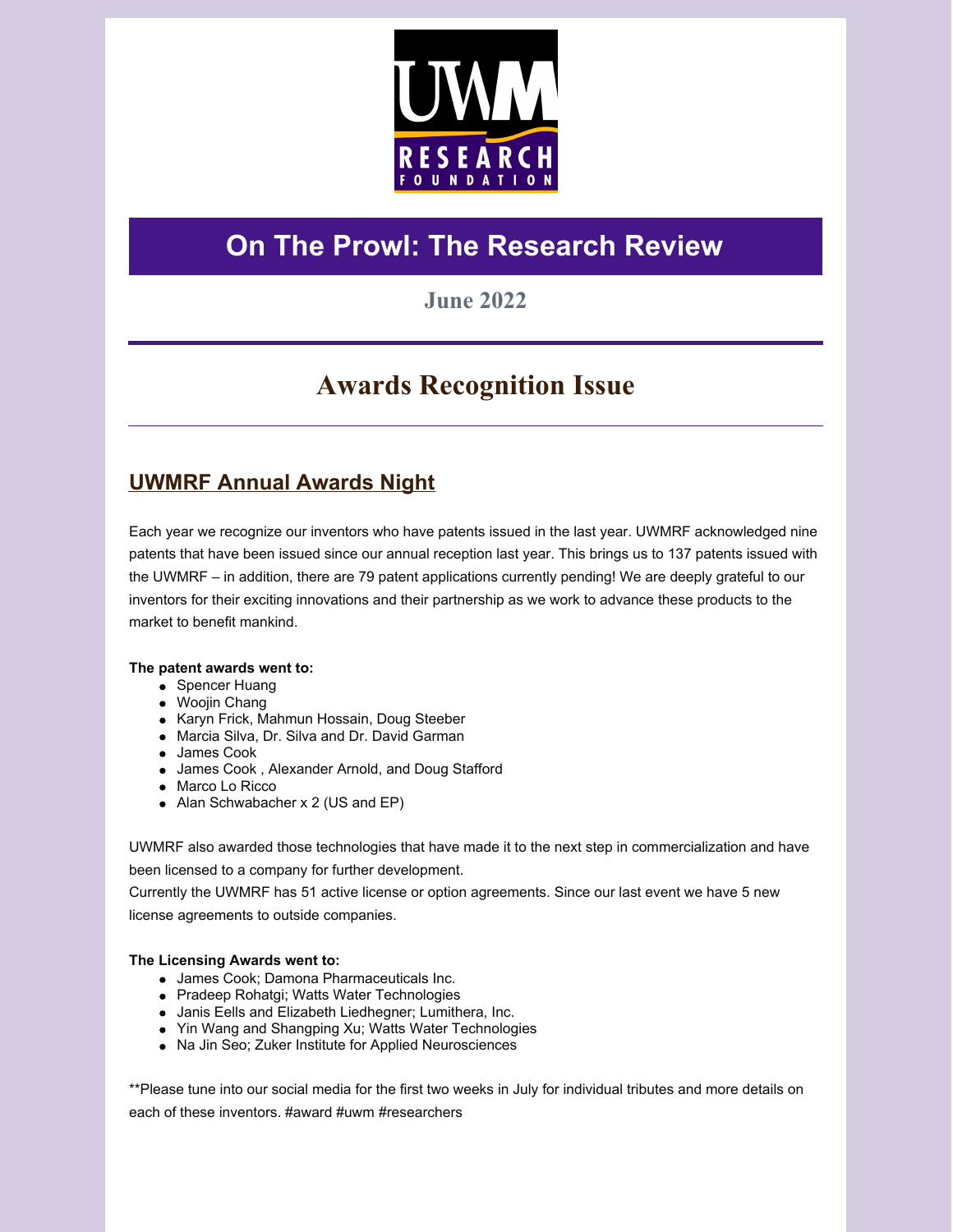# On The Prowl: The Research Review

### June 2022

## Awards Recognition Issue

### UWMRF Annual Awards Night

Each year we recognize our inventors who have patents issued in the last year. UWMRF acknowledged nine patents that have been issued since our annual reception last year. This brings us to 137 patents issued with the UWMRF – in addition, there are 79 patent applications currently pending! We are deeply grateful to our inventors for their exciting innovations and their partnership as we work to advance these products to the market to benefit mankind.

**The patent awards went to:**

- Spencer Huang
- Woojin Chang
- Karyn Frick, Mahmun Hossain, Doug Steeber
- Marcia Silva, Dr. Silva and Dr. David Garman
- James Cook
- James Cook , Alexander Arnold, and Doug Stafford
- Marco Lo Ricco
- Alan Schwabacher x 2 (US and EP)

UWMRF also awarded those technologies that have made it to the next step in commercialization and have been licensed to a company for further development.
Currently the UWMRF has 51 active license or option agreements. Since our last event we have 5 new license agreements to outside companies.

**The Licensing Awards went to:**

- James Cook; Damona Pharmaceuticals Inc.
- Pradeep Rohatgi; Watts Water Technologies
- Janis Eells and Elizabeth Liedhegner; Lumithera, Inc.
- Yin Wang and Shangping Xu; Watts Water Technologies
- Na Jin Seo; Zuker Institute for Applied Neurosciences

**Please tune into our social media for the first two weeks in July for individual tributes and more details on each of these inventors. #award #uwm #researchers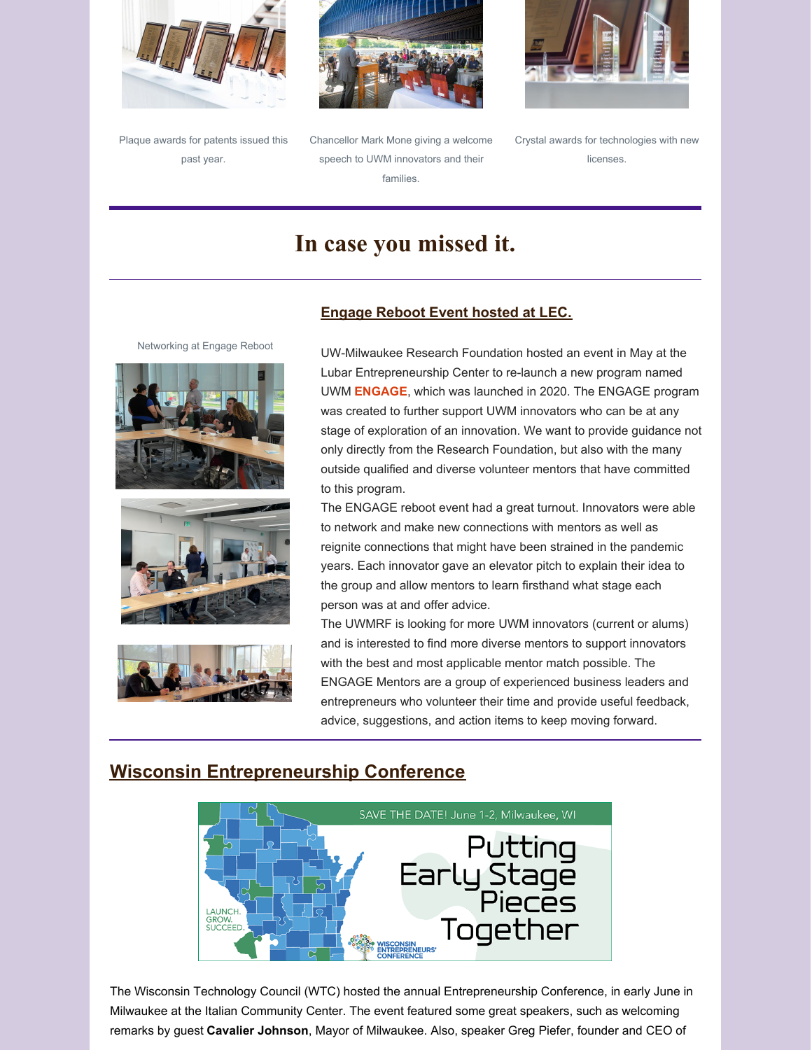Plaque awards for patents issued this past year.

Chancellor Mark Mone giving a welcome speech to UWM innovators and their families.

Crystal awards for technologies with new licenses.

# In case you missed it.

## Engage Reboot Event hosted at LEC.

Networking at Engage Reboot

UW-Milwaukee Research Foundation hosted an event in May at the Lubar Entrepreneurship Center to re-launch a new program named UWM **ENGAGE**, which was launched in 2020. The ENGAGE program was created to further support UWM innovators who can be at any stage of exploration of an innovation. We want to provide guidance not only directly from the Research Foundation, but also with the many outside qualified and diverse volunteer mentors that have committed to this program.

The ENGAGE reboot event had a great turnout. Innovators were able to network and make new connections with mentors as well as reignite connections that might have been strained in the pandemic years. Each innovator gave an elevator pitch to explain their idea to the group and allow mentors to learn firsthand what stage each person was at and offer advice.

The UWMRF is looking for more UWM innovators (current or alums) and is interested to find more diverse mentors to support innovators with the best and most applicable mentor match possible. The ENGAGE Mentors are a group of experienced business leaders and entrepreneurs who volunteer their time and provide useful feedback, advice, suggestions, and action items to keep moving forward.

## Wisconsin Entrepreneurship Conference

SAVE THE DATE! June 1-2, Milwaukee, WI

Putting Early Stage Pieces Together

LAUNCH. GROW. SUCCEED.

WISCONSIN ENTREPRENEURS' CONFERENCE

The Wisconsin Technology Council (WTC) hosted the annual Entrepreneurship Conference, in early June in Milwaukee at the Italian Community Center. The event featured some great speakers, such as welcoming remarks by guest **Cavalier Johnson**, Mayor of Milwaukee. Also, speaker Greg Piefer, founder and CEO of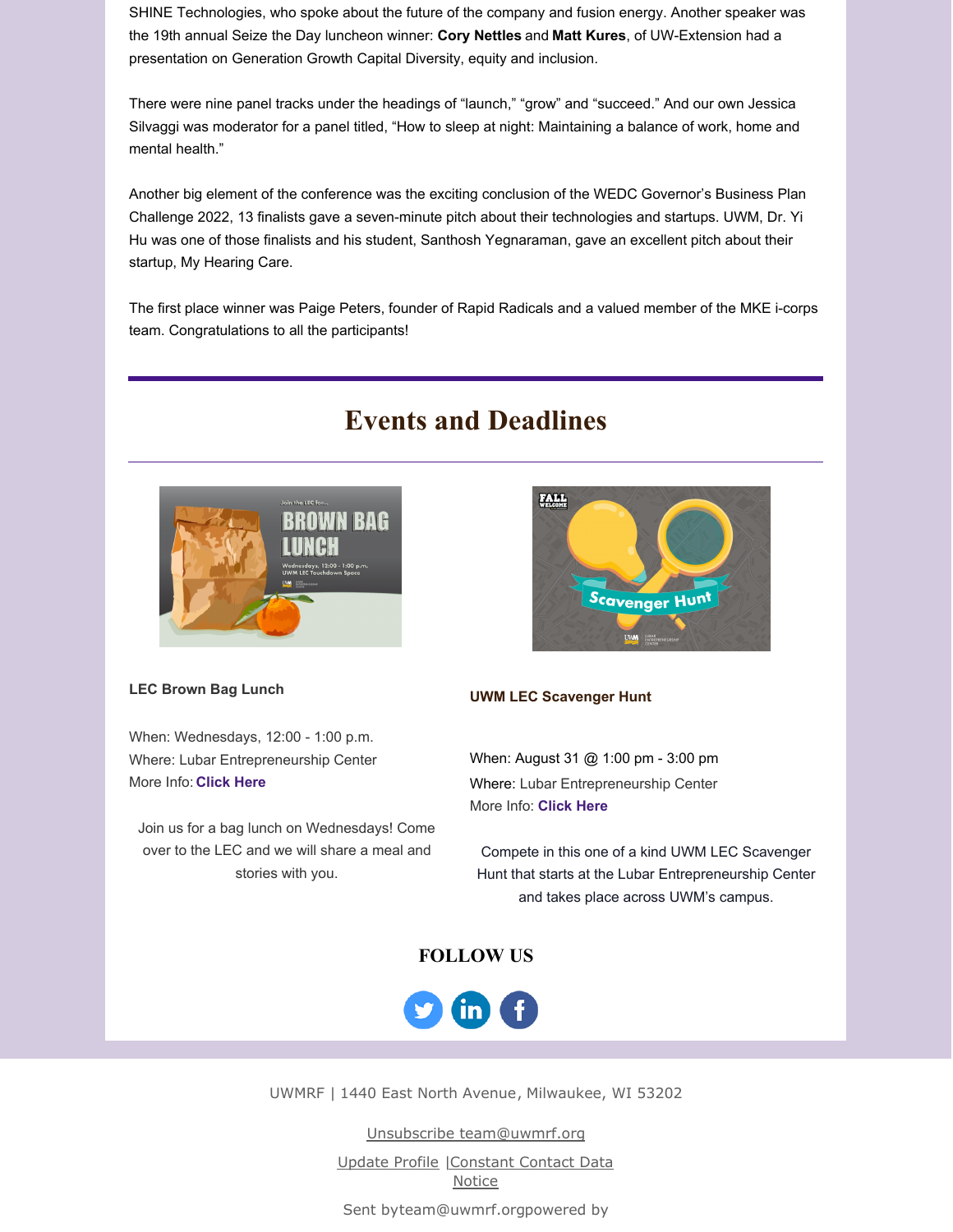SHINE Technologies, who spoke about the future of the company and fusion energy. Another speaker was the 19th annual Seize the Day luncheon winner: **Cory Nettles** and **Matt Kures**, of UW-Extension had a presentation on Generation Growth Capital Diversity, equity and inclusion.

There were nine panel tracks under the headings of "launch," "grow" and "succeed." And our own Jessica Silvaggi was moderator for a panel titled, "How to sleep at night: Maintaining a balance of work, home and mental health."

Another big element of the conference was the exciting conclusion of the WEDC Governor's Business Plan Challenge 2022, 13 finalists gave a seven-minute pitch about their technologies and startups. UWM, Dr. Yi Hu was one of those finalists and his student, Santhosh Yegnaraman, gave an excellent pitch about their startup, My Hearing Care.

The first place winner was Paige Peters, founder of Rapid Radicals and a valued member of the MKE i-corps team. Congratulations to all the participants!

# Events and Deadlines

**LEC Brown Bag Lunch**

When: Wednesdays, 12:00 - 1:00 p.m.
Where: Lubar Entrepreneurship Center
More Info: **Click Here**

Join us for a bag lunch on Wednesdays! Come over to the LEC and we will share a meal and stories with you.

**UWM LEC Scavenger Hunt**

When: August 31 @ 1:00 pm - 3:00 pm
Where: Lubar Entrepreneurship Center
More Info: **Click Here**

Compete in this one of a kind UWM LEC Scavenger Hunt that starts at the Lubar Entrepreneurship Center and takes place across UWM's campus.

**FOLLOW US**

UWMRF | 1440 East North Avenue, Milwaukee, WI 53202

Unsubscribe team@uwmrf.org

Update Profile |Constant Contact Data Notice

Sent byteam@uwmrf.orgpowered by